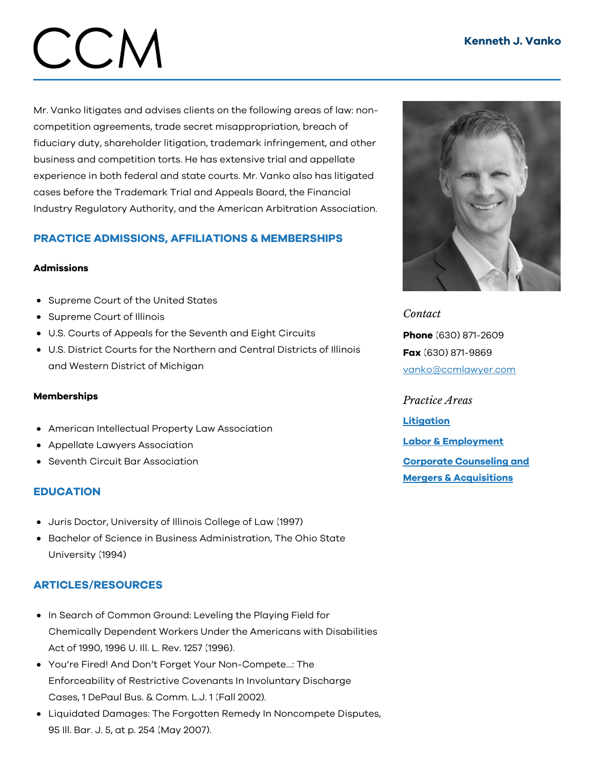# CCM

## Kenneth J. Vanko

Mr. Vanko litigates and advises clients on the following areas of law: non-competition agreements, trade secret misappropriation, breach of fiduciary duty, shareholder litigation, trademark infringement, and other business and competition torts. He has extensive trial and appellate experience in both federal and state courts. Mr. Vanko also has litigated cases before the Trademark Trial and Appeals Board, the Financial Industry Regulatory Authority, and the American Arbitration Association.

*Contact*

**Phone** (630) 871-2609

**Fax** (630) 871-9869

vanko@ccmlawyer.com

*Practice Areas*

**Litigation**

**Labor & Employment**

**Corporate Counseling and Mergers & Acquisitions**

## PRACTICE ADMISSIONS, AFFILIATIONS & MEMBERSHIPS

### Admissions

- Supreme Court of the United States
- Supreme Court of Illinois
- U.S. Courts of Appeals for the Seventh and Eight Circuits
- U.S. District Courts for the Northern and Central Districts of Illinois and Western District of Michigan

### Memberships

- American Intellectual Property Law Association
- Appellate Lawyers Association
- Seventh Circuit Bar Association

## EDUCATION

- Juris Doctor, University of Illinois College of Law (1997)
- Bachelor of Science in Business Administration, The Ohio State University (1994)

## ARTICLES/RESOURCES

- In Search of Common Ground: Leveling the Playing Field for Chemically Dependent Workers Under the Americans with Disabilities Act of 1990, 1996 U. Ill. L. Rev. 1257 (1996).
- You're Fired! And Don't Forget Your Non-Compete...: The Enforceability of Restrictive Covenants In Involuntary Discharge Cases, 1 DePaul Bus. & Comm. L.J. 1 (Fall 2002).
- Liquidated Damages: The Forgotten Remedy In Noncompete Disputes, 95 Ill. Bar. J. 5, at p. 254 (May 2007).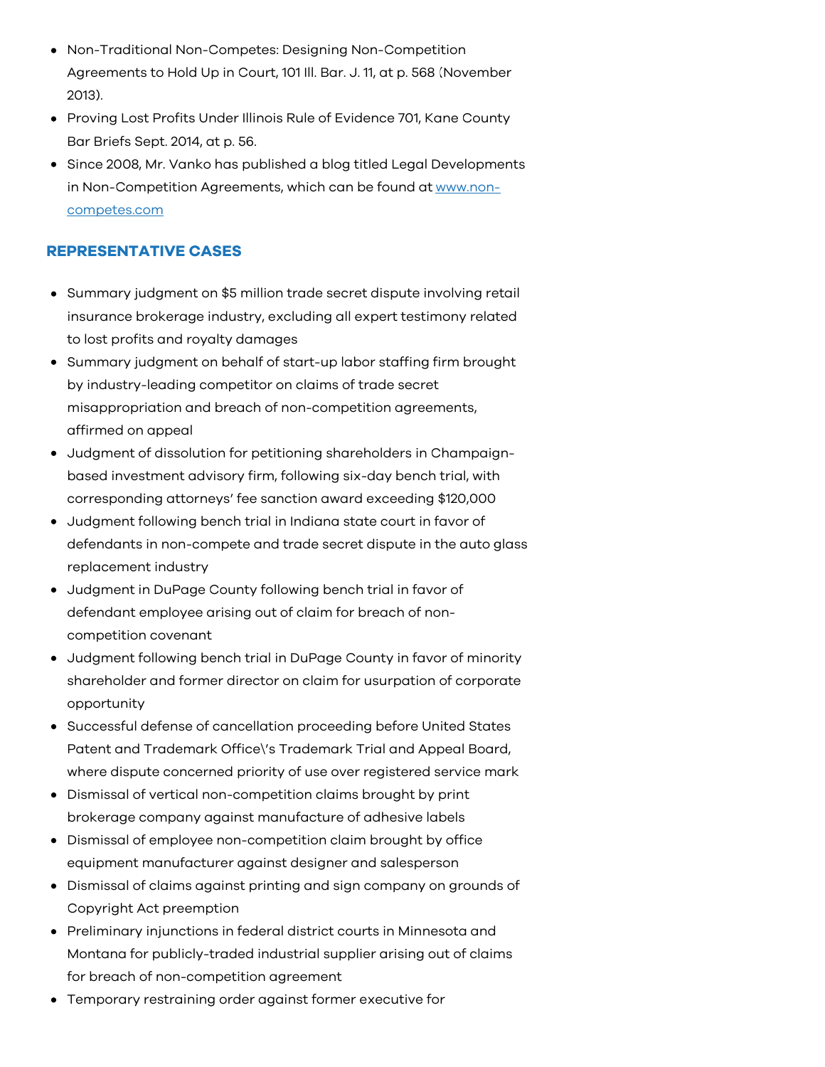- Non-Traditional Non-Competes: Designing Non-Competition Agreements to Hold Up in Court, 101 Ill. Bar. J. 11, at p. 568 (November 2013).
- Proving Lost Profits Under Illinois Rule of Evidence 701, Kane County Bar Briefs Sept. 2014, at p. 56.
- Since 2008, Mr. Vanko has published a blog titled Legal Developments in Non-Competition Agreements, which can be found at [www.non-competes.com](www.non-competes.com)

## REPRESENTATIVE CASES

- Summary judgment on $5 million trade secret dispute involving retail insurance brokerage industry, excluding all expert testimony related to lost profits and royalty damages
- Summary judgment on behalf of start-up labor staffing firm brought by industry-leading competitor on claims of trade secret misappropriation and breach of non-competition agreements, affirmed on appeal
- Judgment of dissolution for petitioning shareholders in Champaign-based investment advisory firm, following six-day bench trial, with corresponding attorneys' fee sanction award exceeding $120,000
- Judgment following bench trial in Indiana state court in favor of defendants in non-compete and trade secret dispute in the auto glass replacement industry
- Judgment in DuPage County following bench trial in favor of defendant employee arising out of claim for breach of non-competition covenant
- Judgment following bench trial in DuPage County in favor of minority shareholder and former director on claim for usurpation of corporate opportunity
- Successful defense of cancellation proceeding before United States Patent and Trademark Office\'s Trademark Trial and Appeal Board, where dispute concerned priority of use over registered service mark
- Dismissal of vertical non-competition claims brought by print brokerage company against manufacture of adhesive labels
- Dismissal of employee non-competition claim brought by office equipment manufacturer against designer and salesperson
- Dismissal of claims against printing and sign company on grounds of Copyright Act preemption
- Preliminary injunctions in federal district courts in Minnesota and Montana for publicly-traded industrial supplier arising out of claims for breach of non-competition agreement
- Temporary restraining order against former executive for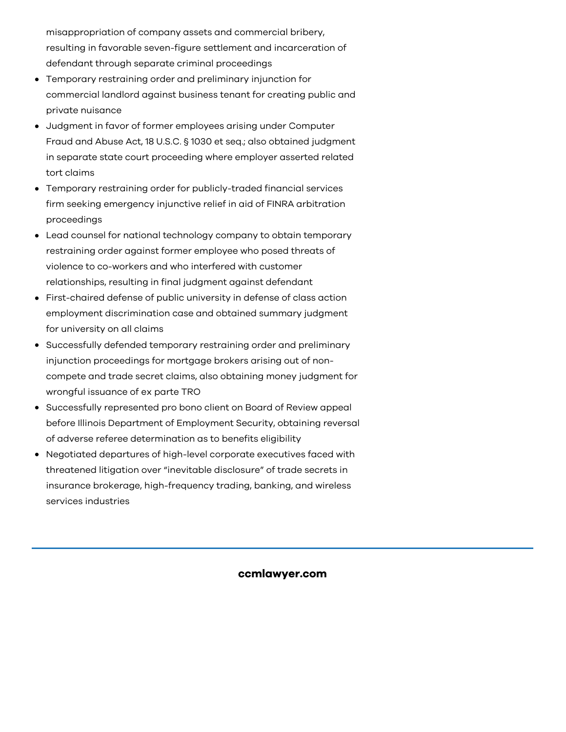misappropriation of company assets and commercial bribery, resulting in favorable seven-figure settlement and incarceration of defendant through separate criminal proceedings

- Temporary restraining order and preliminary injunction for commercial landlord against business tenant for creating public and private nuisance
- Judgment in favor of former employees arising under Computer Fraud and Abuse Act, 18 U.S.C. § 1030 et seq.; also obtained judgment in separate state court proceeding where employer asserted related tort claims
- Temporary restraining order for publicly-traded financial services firm seeking emergency injunctive relief in aid of FINRA arbitration proceedings
- Lead counsel for national technology company to obtain temporary restraining order against former employee who posed threats of violence to co-workers and who interfered with customer relationships, resulting in final judgment against defendant
- First-chaired defense of public university in defense of class action employment discrimination case and obtained summary judgment for university on all claims
- Successfully defended temporary restraining order and preliminary injunction proceedings for mortgage brokers arising out of non-compete and trade secret claims, also obtaining money judgment for wrongful issuance of ex parte TRO
- Successfully represented pro bono client on Board of Review appeal before Illinois Department of Employment Security, obtaining reversal of adverse referee determination as to benefits eligibility
- Negotiated departures of high-level corporate executives faced with threatened litigation over “inevitable disclosure” of trade secrets in insurance brokerage, high-frequency trading, banking, and wireless services industries